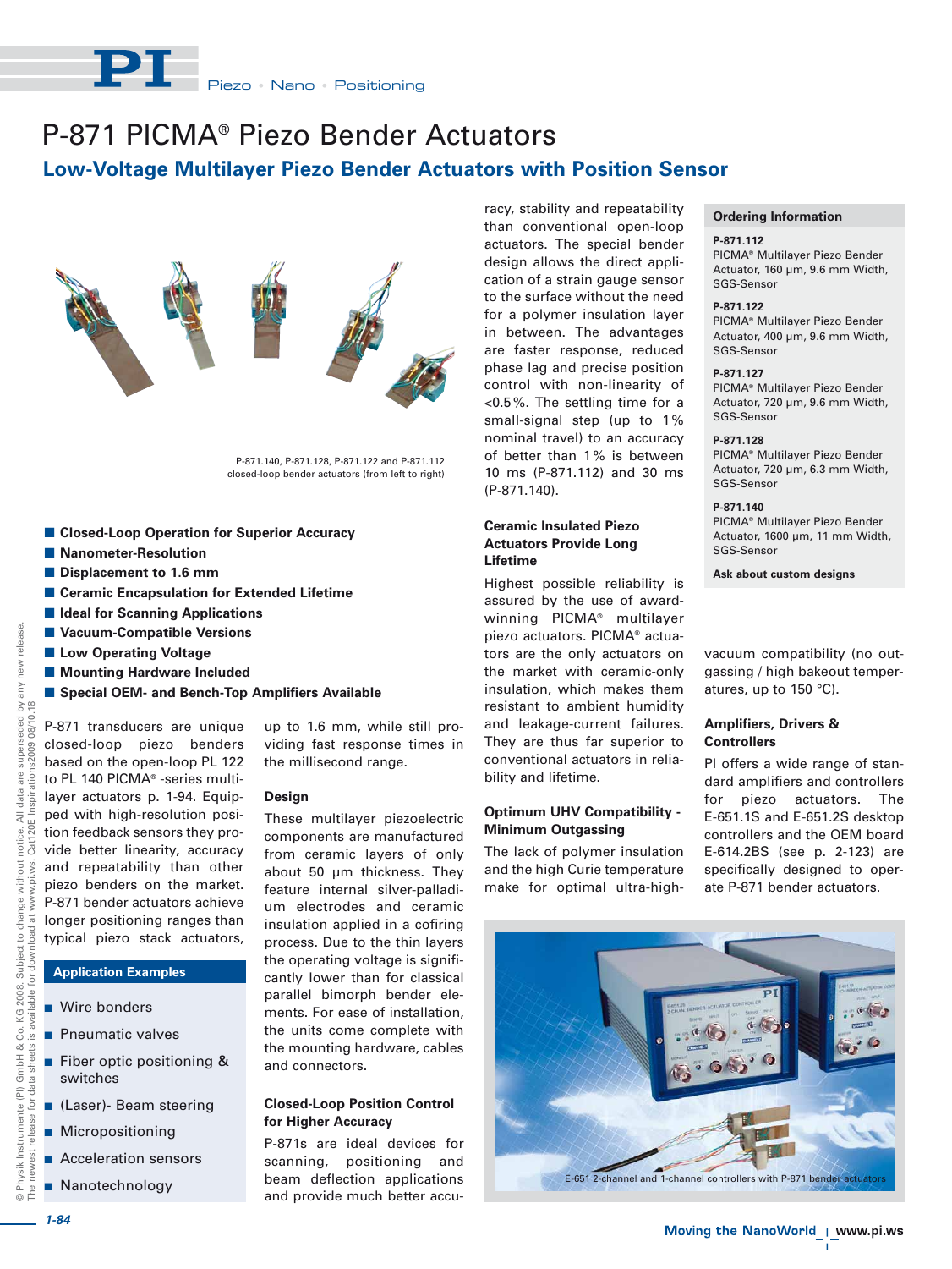# P-871 PICMA® Piezo Bender Actuators

## Low-Voltage Multilayer Piezo Bender Actuators with Position Sensor

P-871.140, P-871.128, P-871.122 and P-871.112 closed-loop bender actuators (from left to right)

- Closed-Loop Operation for Superior Accuracy
- Nanometer-Resolution
- Displacement to 1.6 mm
- Ceramic Encapsulation for Extended Lifetime
- Ideal for Scanning Applications
- Vacuum-Compatible Versions
- Low Operating Voltage
- Mounting Hardware Included
- Special OEM- and Bench-Top Amplifiers Available

P-871 transducers are unique closed-loop piezo benders based on the open-loop PL 122 to PL 140 PICMA® -series multilayer actuators p. 1-94. Equipped with high-resolution position feedback sensors they provide better linearity, accuracy and repeatability than other piezo benders on the market. P-871 bender actuators achieve longer positioning ranges than typical piezo stack actuators, up to 1.6 mm, while still providing fast response times in the millisecond range.

### Application Examples

- Wire bonders
- Pneumatic valves
- Fiber optic positioning & switches
- (Laser)- Beam steering
- Micropositioning
- Acceleration sensors
- Nanotechnology

### Design

These multilayer piezoelectric components are manufactured from ceramic layers of only about 50 µm thickness. They feature internal silver-palladium electrodes and ceramic insulation applied in a cofiring process. Due to the thin layers the operating voltage is significantly lower than for classical parallel bimorph bender elements. For ease of installation, the units come complete with the mounting hardware, cables and connectors.

### Closed-Loop Position Control for Higher Accuracy

P-871s are ideal devices for scanning, positioning and beam deflection applications and provide much better accuracy, stability and repeatability than conventional open-loop actuators. The special bender design allows the direct application of a strain gauge sensor to the surface without the need for a polymer insulation layer in between. The advantages are faster response, reduced phase lag and precise position control with non-linearity of <0.5 %. The settling time for a small-signal step (up to 1 % nominal travel) to an accuracy of better than 1 % is between 10 ms (P-871.112) and 30 ms (P-871.140).

### Ceramic Insulated Piezo Actuators Provide Long Lifetime

Highest possible reliability is assured by the use of award-winning PICMA® multilayer piezo actuators. PICMA® actuators are the only actuators on the market with ceramic-only insulation, which makes them resistant to ambient humidity and leakage-current failures. They are thus far superior to conventional actuators in reliability and lifetime.

### Optimum UHV Compatibility - Minimum Outgassing

The lack of polymer insulation and the high Curie temperature make for optimal ultra-high-vacuum compatibility (no outgassing / high bakeout temperatures, up to 150 °C).

### Amplifiers, Drivers & Controllers

PI offers a wide range of standard amplifiers and controllers for piezo actuators. The E-651.1S and E-651.2S desktop controllers and the OEM board E-614.2BS (see p. 2-123) are specifically designed to operate P-871 bender actuators.

E-651 2-channel and 1-channel controllers with P-871 bender actuators

### Ordering Information

**P-871.112**
PICMA® Multilayer Piezo Bender Actuator, 160 µm, 9.6 mm Width, SGS-Sensor

**P-871.122**
PICMA® Multilayer Piezo Bender Actuator, 400 µm, 9.6 mm Width, SGS-Sensor

**P-871.127**
PICMA® Multilayer Piezo Bender Actuator, 720 µm, 9.6 mm Width, SGS-Sensor

**P-871.128**
PICMA® Multilayer Piezo Bender Actuator, 720 µm, 6.3 mm Width, SGS-Sensor

**P-871.140**
PICMA® Multilayer Piezo Bender Actuator, 1600 µm, 11 mm Width, SGS-Sensor

**Ask about custom designs**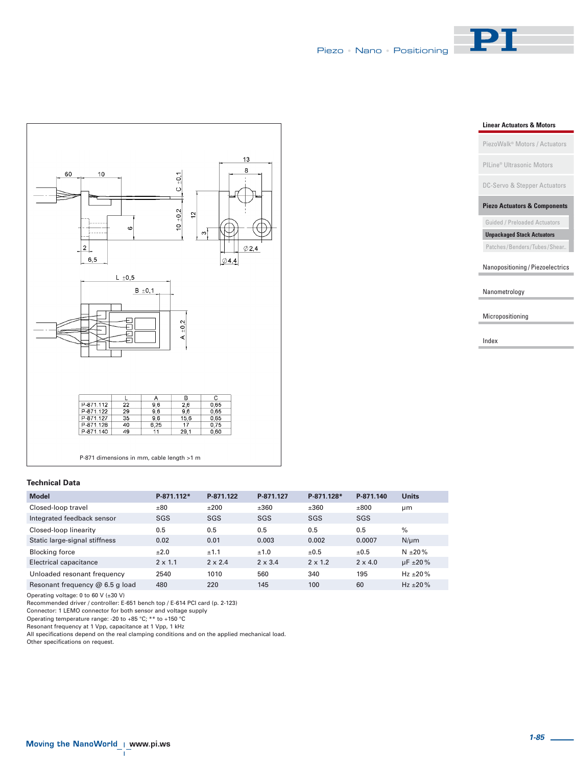| | L | A | B | C |
|---|---|---|---|---|
| P-871.112 | 22 | 9,6 | 2,6 | 0,65 |
| P-871.122 | 29 | 9,6 | 9,6 | 0,65 |
| P-871.127 | 35 | 9,6 | 15,6 | 0,65 |
| P-871.128 | 40 | 6,25 | 17 | 0,75 |
| P-871.140 | 49 | 11 | 29,1 | 0,60 |

P-871 dimensions in mm, cable length >1 m

## Technical Data

| Model | P-871.112* | P-871.122 | P-871.127 | P-871.128* | P-871.140 | Units |
|---|---|---|---|---|---|---|
| Closed-loop travel | ±80 | ±200 | ±360 | ±360 | ±800 | µm |
| Integrated feedback sensor | SGS | SGS | SGS | SGS | SGS | |
| Closed-loop linearity | 0.5 | 0.5 | 0.5 | 0.5 | 0.5 | % |
| Static large-signal stiffness | 0.02 | 0.01 | 0.003 | 0.002 | 0.0007 | N/µm |
| Blocking force | ±2.0 | ±1.1 | ±1.0 | ±0.5 | ±0.5 | N ±20% |
| Electrical capacitance | 2 x 1.1 | 2 x 2.4 | 2 x 3.4 | 2 x 1.2 | 2 x 4.0 | µF ±20% |
| Unloaded resonant frequency | 2540 | 1010 | 560 | 340 | 195 | Hz ±20% |
| Resonant frequency @ 6.5 g load | 480 | 220 | 145 | 100 | 60 | Hz ±20% |

Operating voltage: 0 to 60 V (±30 V)
Recommended driver / controller: E-651 bench top / E-614 PCI card (p. 2-123)
Connector: 1 LEMO connector for both sensor and voltage supply
Operating temperature range: -20 to +85 °C; ** to +150 °C
Resonant frequency at 1 Vpp, capacitance at 1 Vpp, 1 kHz
All specifications depend on the real clamping conditions and on the applied mechanical load.
Other specifications on request.